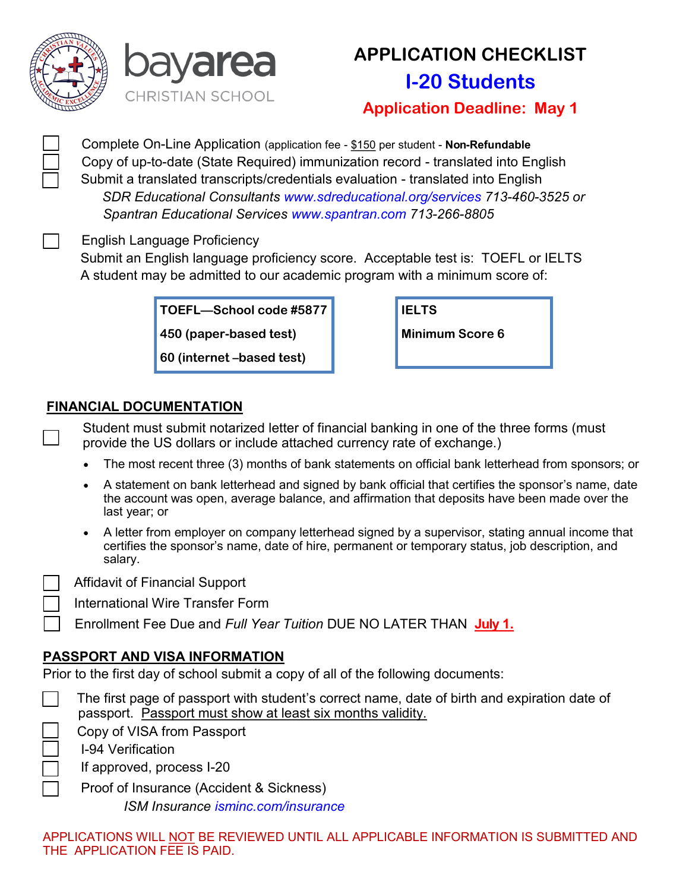bayarea
CHRISTIAN SCHOOL

# APPLICATION CHECKLIST

## I-20 Students

## Application Deadline: May 1

- [ ] Complete On-Line Application (application fee - $150 per student - **Non-Refundable**
- [ ] Copy of up-to-date (State Required) immunization record - translated into English
- [ ] Submit a translated transcripts/credentials evaluation - translated into English
  *SDR Educational Consultants www.sdreducational.org/services 713-460-3525 or*
  *Spantran Educational Services www.spantran.com 713-266-8805*

- [ ] English Language Proficiency
  Submit an English language proficiency score. Acceptable test is: TOEFL or IELTS
  A student may be admitted to our academic program with a minimum score of:

| **TOEFL—School code #5877** |
|---|
| **450 (paper-based test)** |
| **60 (internet –based test)** |

| **IELTS** |
|---|
| **Minimum Score 6** |

## FINANCIAL DOCUMENTATION

- [ ] Student must submit notarized letter of financial banking in one of the three forms (must provide the US dollars or include attached currency rate of exchange.)
  - The most recent three (3) months of bank statements on official bank letterhead from sponsors; or
  - A statement on bank letterhead and signed by bank official that certifies the sponsor's name, date the account was open, average balance, and affirmation that deposits have been made over the last year; or
  - A letter from employer on company letterhead signed by a supervisor, stating annual income that certifies the sponsor's name, date of hire, permanent or temporary status, job description, and salary.
- [ ] Affidavit of Financial Support
- [ ] International Wire Transfer Form
- [ ] Enrollment Fee Due and *Full Year Tuition* DUE NO LATER THAN **July 1.**

## PASSPORT AND VISA INFORMATION

Prior to the first day of school submit a copy of all of the following documents:

- [ ] The first page of passport with student's correct name, date of birth and expiration date of passport. Passport must show at least six months validity.
- [ ] Copy of VISA from Passport
- [ ] I-94 Verification
- [ ] If approved, process I-20
- [ ] Proof of Insurance (Accident & Sickness)
  *ISM Insurance ismінc.com/insurance*

APPLICATIONS WILL NOT BE REVIEWED UNTIL ALL APPLICABLE INFORMATION IS SUBMITTED AND THE APPLICATION FEE IS PAID.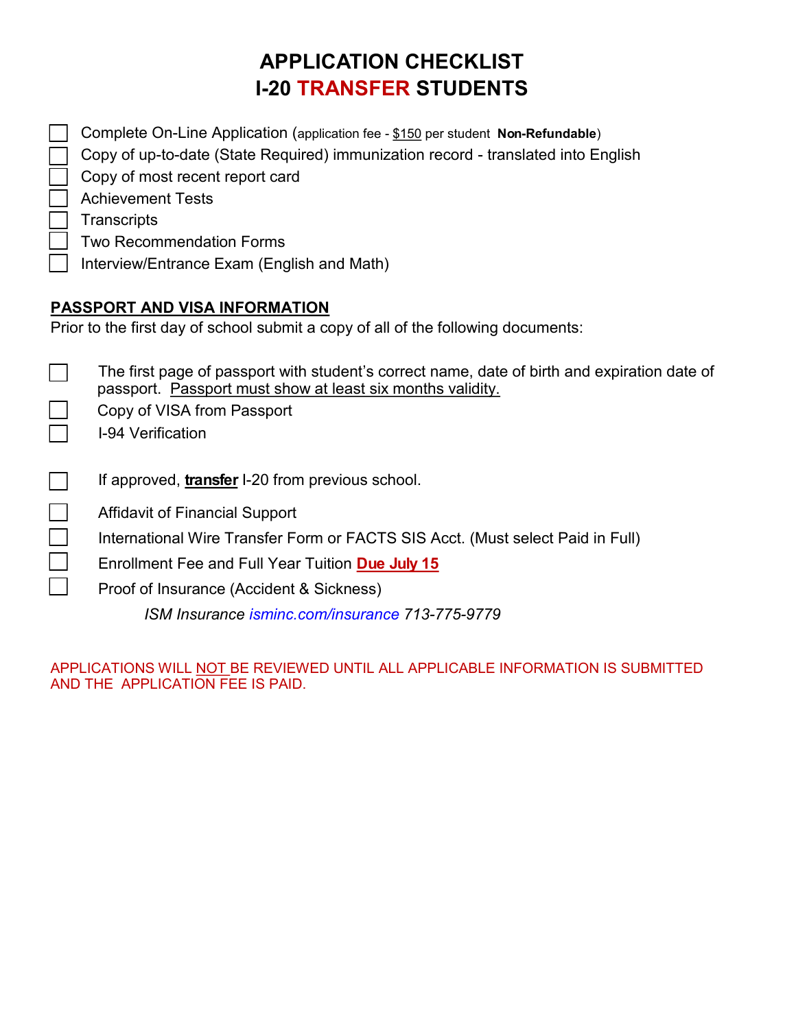# APPLICATION CHECKLIST
# I-20 TRANSFER STUDENTS

- [ ] Complete On-Line Application (application fee - $150 per student **Non-Refundable**)
- [ ] Copy of up-to-date (State Required) immunization record - translated into English
- [ ] Copy of most recent report card
- [ ] Achievement Tests
- [ ] Transcripts
- [ ] Two Recommendation Forms
- [ ] Interview/Entrance Exam (English and Math)

## PASSPORT AND VISA INFORMATION

Prior to the first day of school submit a copy of all of the following documents:

- [ ] The first page of passport with student's correct name, date of birth and expiration date of passport. Passport must show at least six months validity.
- [ ] Copy of VISA from Passport
- [ ] I-94 Verification

- [ ] If approved, **transfer** I-20 from previous school.
- [ ] Affidavit of Financial Support
- [ ] International Wire Transfer Form or FACTS SIS Acct. (Must select Paid in Full)
- [ ] Enrollment Fee and Full Year Tuition **Due July 15**
- [ ] Proof of Insurance (Accident & Sickness)

  *ISM Insurance ismlinc.com/insurance 713-775-9779*

APPLICATIONS WILL NOT BE REVIEWED UNTIL ALL APPLICABLE INFORMATION IS SUBMITTED AND THE APPLICATION FEE IS PAID.